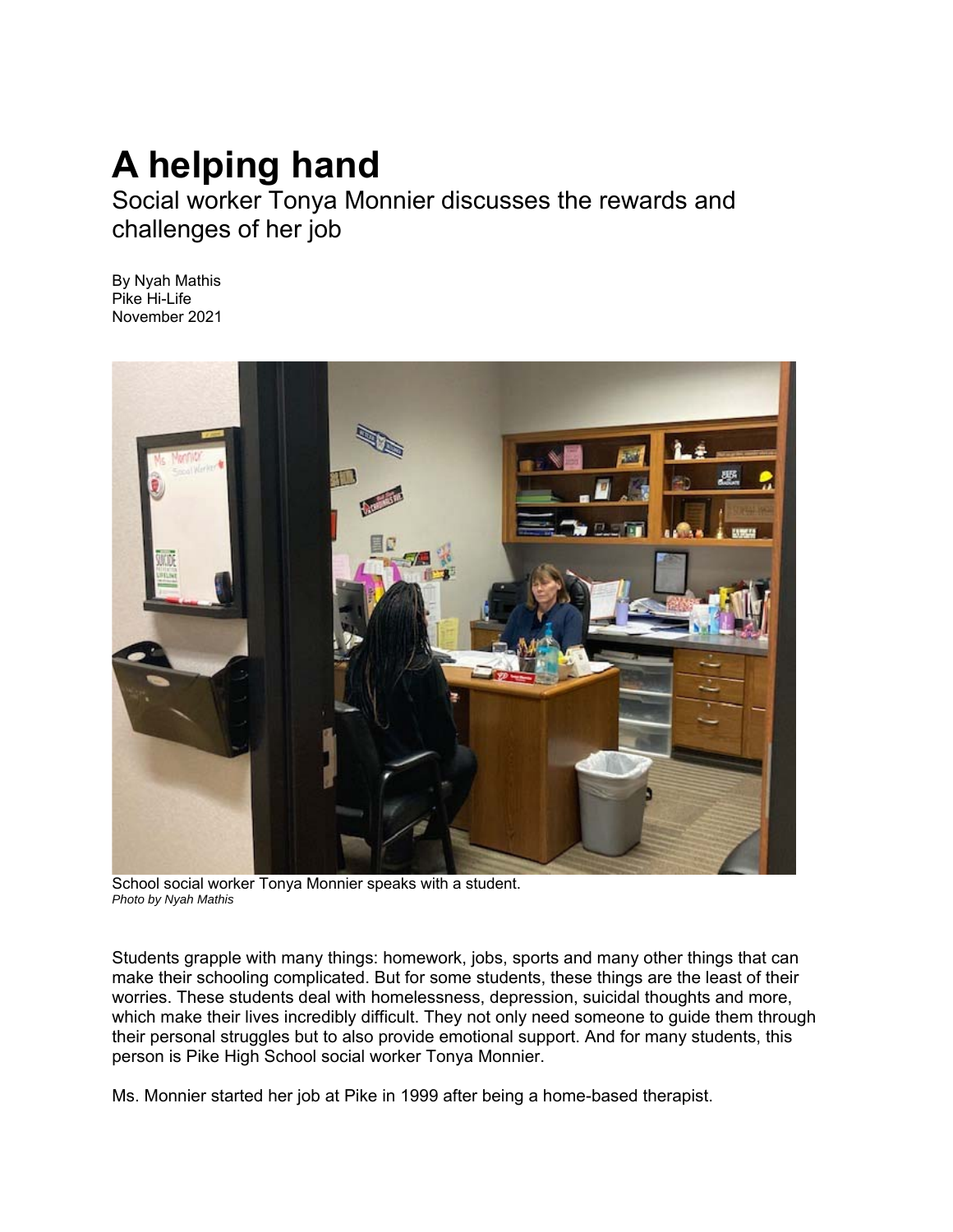# A helping hand

Social worker Tonya Monnier discusses the rewards and challenges of her job

By Nyah Mathis
Pike Hi-Life
November 2021

School social worker Tonya Monnier speaks with a student.
*Photo by Nyah Mathis*

Students grapple with many things: homework, jobs, sports and many other things that can make their schooling complicated. But for some students, these things are the least of their worries. These students deal with homelessness, depression, suicidal thoughts and more, which make their lives incredibly difficult. They not only need someone to guide them through their personal struggles but to also provide emotional support. And for many students, this person is Pike High School social worker Tonya Monnier.

Ms. Monnier started her job at Pike in 1999 after being a home-based therapist.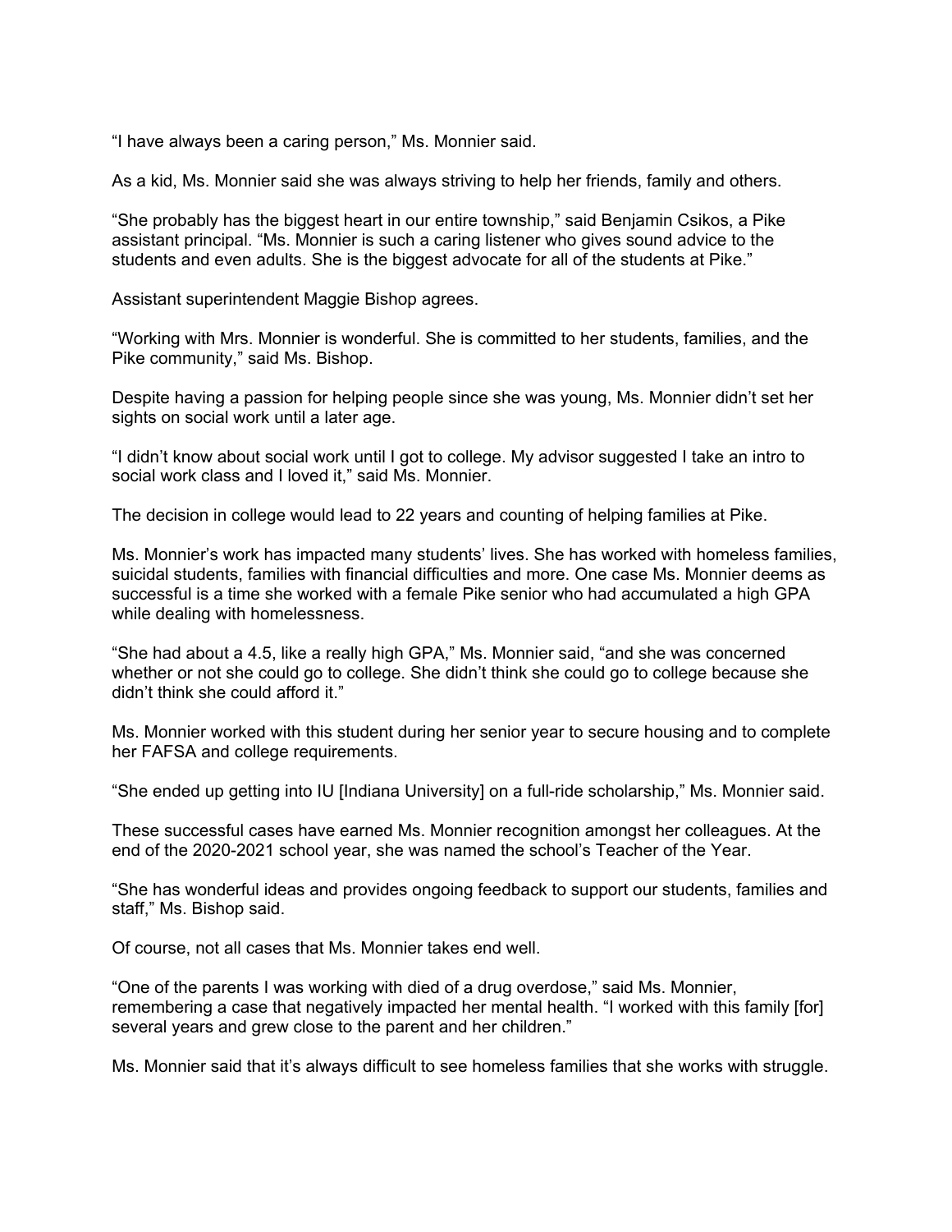“I have always been a caring person,” Ms. Monnier said.

As a kid, Ms. Monnier said she was always striving to help her friends, family and others.

“She probably has the biggest heart in our entire township,” said Benjamin Csikos, a Pike assistant principal. “Ms. Monnier is such a caring listener who gives sound advice to the students and even adults. She is the biggest advocate for all of the students at Pike.”

Assistant superintendent Maggie Bishop agrees.

“Working with Mrs. Monnier is wonderful. She is committed to her students, families, and the Pike community,” said Ms. Bishop.

Despite having a passion for helping people since she was young, Ms. Monnier didn’t set her sights on social work until a later age.

“I didn’t know about social work until I got to college. My advisor suggested I take an intro to social work class and I loved it,” said Ms. Monnier.

The decision in college would lead to 22 years and counting of helping families at Pike.

Ms. Monnier’s work has impacted many students’ lives. She has worked with homeless families, suicidal students, families with financial difficulties and more. One case Ms. Monnier deems as successful is a time she worked with a female Pike senior who had accumulated a high GPA while dealing with homelessness.

“She had about a 4.5, like a really high GPA,” Ms. Monnier said, “and she was concerned whether or not she could go to college. She didn’t think she could go to college because she didn’t think she could afford it.”

Ms. Monnier worked with this student during her senior year to secure housing and to complete her FAFSA and college requirements.

“She ended up getting into IU [Indiana University] on a full-ride scholarship,” Ms. Monnier said.

These successful cases have earned Ms. Monnier recognition amongst her colleagues. At the end of the 2020-2021 school year, she was named the school’s Teacher of the Year.

“She has wonderful ideas and provides ongoing feedback to support our students, families and staff,” Ms. Bishop said.

Of course, not all cases that Ms. Monnier takes end well.

“One of the parents I was working with died of a drug overdose,” said Ms. Monnier, remembering a case that negatively impacted her mental health. “I worked with this family [for] several years and grew close to the parent and her children.”

Ms. Monnier said that it’s always difficult to see homeless families that she works with struggle.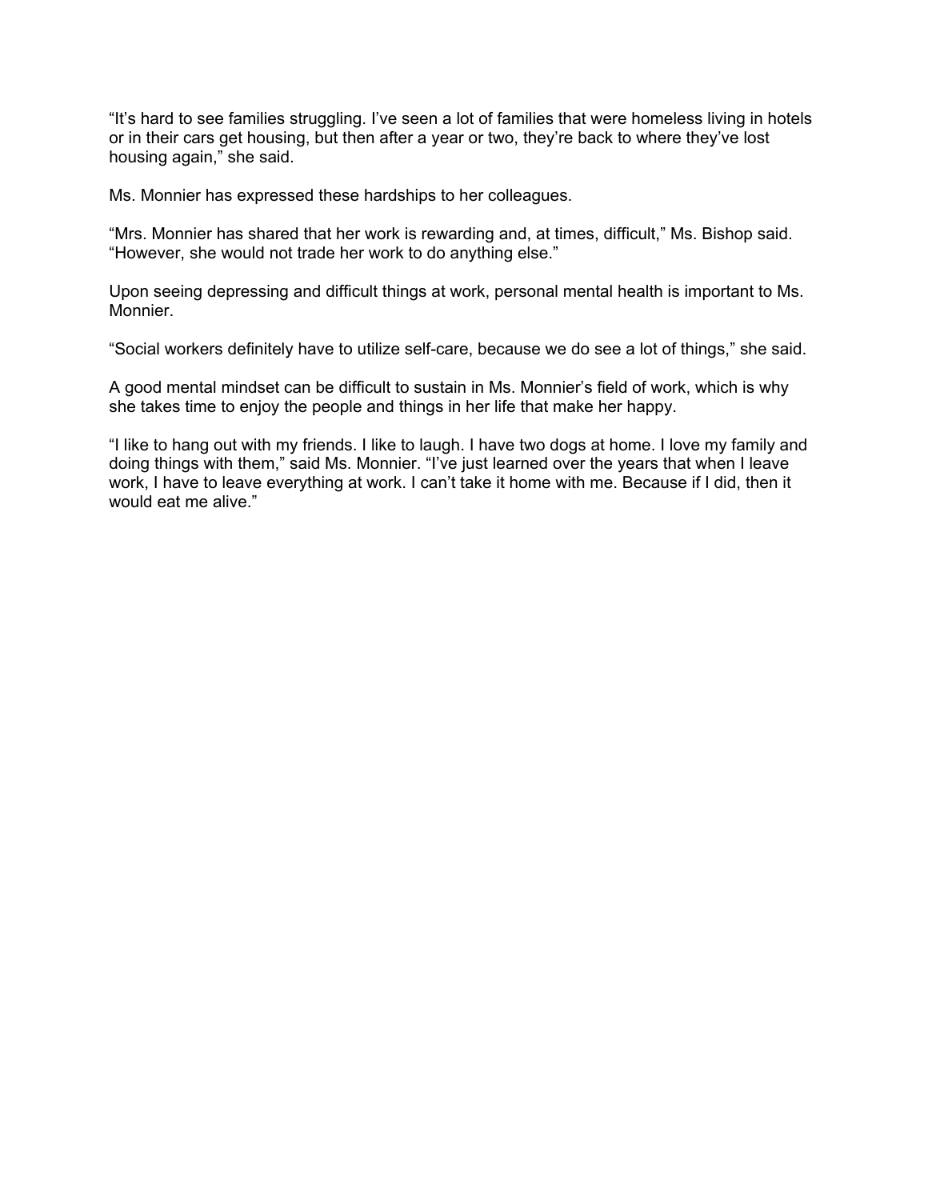"It's hard to see families struggling. I've seen a lot of families that were homeless living in hotels or in their cars get housing, but then after a year or two, they're back to where they've lost housing again," she said.

Ms. Monnier has expressed these hardships to her colleagues.

"Mrs. Monnier has shared that her work is rewarding and, at times, difficult," Ms. Bishop said. "However, she would not trade her work to do anything else."

Upon seeing depressing and difficult things at work, personal mental health is important to Ms. Monnier.

"Social workers definitely have to utilize self-care, because we do see a lot of things," she said.

A good mental mindset can be difficult to sustain in Ms. Monnier's field of work, which is why she takes time to enjoy the people and things in her life that make her happy.

"I like to hang out with my friends. I like to laugh. I have two dogs at home. I love my family and doing things with them," said Ms. Monnier. "I've just learned over the years that when I leave work, I have to leave everything at work. I can't take it home with me. Because if I did, then it would eat me alive."